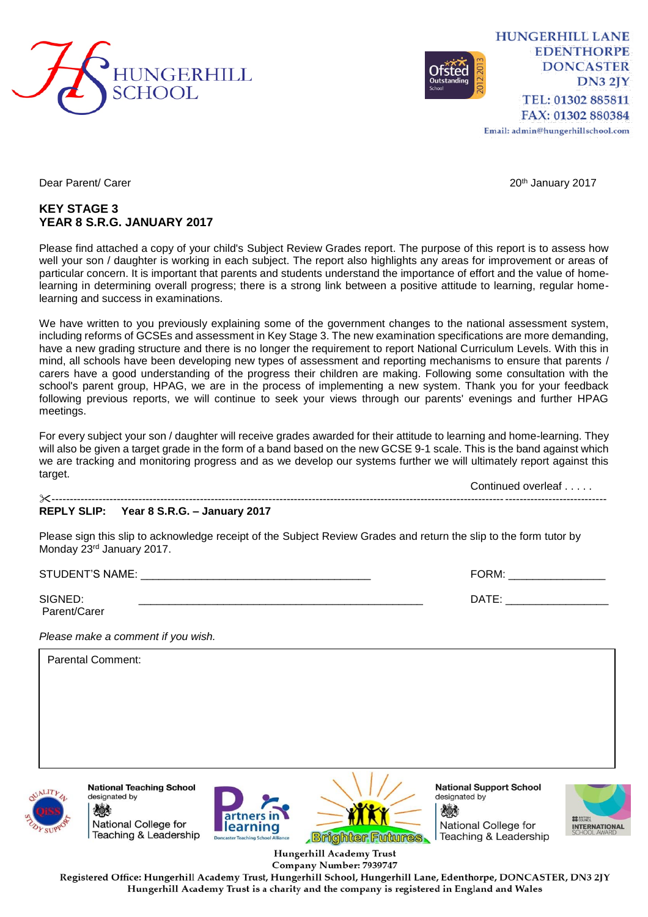HUNGERHILL SCHOOL

HUNGERHILL LANE
EDENTHORPE
DONCASTER
DN3 2JY
TEL: 01302 885811
FAX: 01302 880384
Email: admin@hungerhillschool.com

Dear Parent/ Carer

20th January 2017

**KEY STAGE 3**
**YEAR 8 S.R.G. JANUARY 2017**

Please find attached a copy of your child's Subject Review Grades report. The purpose of this report is to assess how well your son / daughter is working in each subject. The report also highlights any areas for improvement or areas of particular concern. It is important that parents and students understand the importance of effort and the value of home-learning in determining overall progress; there is a strong link between a positive attitude to learning, regular home-learning and success in examinations.

We have written to you previously explaining some of the government changes to the national assessment system, including reforms of GCSEs and assessment in Key Stage 3. The new examination specifications are more demanding, have a new grading structure and there is no longer the requirement to report National Curriculum Levels. With this in mind, all schools have been developing new types of assessment and reporting mechanisms to ensure that parents / carers have a good understanding of the progress their children are making. Following some consultation with the school's parent group, HPAG, we are in the process of implementing a new system. Thank you for your feedback following previous reports, we will continue to seek your views through our parents' evenings and further HPAG meetings.

For every subject your son / daughter will receive grades awarded for their attitude to learning and home-learning. They will also be given a target grade in the form of a band based on the new GCSE 9-1 scale. This is the band against which we are tracking and monitoring progress and as we develop our systems further we will ultimately report against this target.

Continued overleaf . . . . .

---

**REPLY SLIP: Year 8 S.R.G. – January 2017**

Please sign this slip to acknowledge receipt of the Subject Review Grades and return the slip to the form tutor by Monday 23rd January 2017.

STUDENT'S NAME: ____________________________________ FORM: ________________

SIGNED: ______________________________________________ DATE: _________________
Parent/Carer

*Please make a comment if you wish.*

Parental Comment:

National Teaching School designated by National College for Teaching & Leadership

National Support School designated by National College for Teaching & Leadership

Hungerhill Academy Trust
Company Number: 7939747
Registered Office: Hungerhill Academy Trust, Hungerhill School, Hungerhill Lane, Edenthorpe, DONCASTER, DN3 2JY
Hungerhill Academy Trust is a charity and the company is registered in England and Wales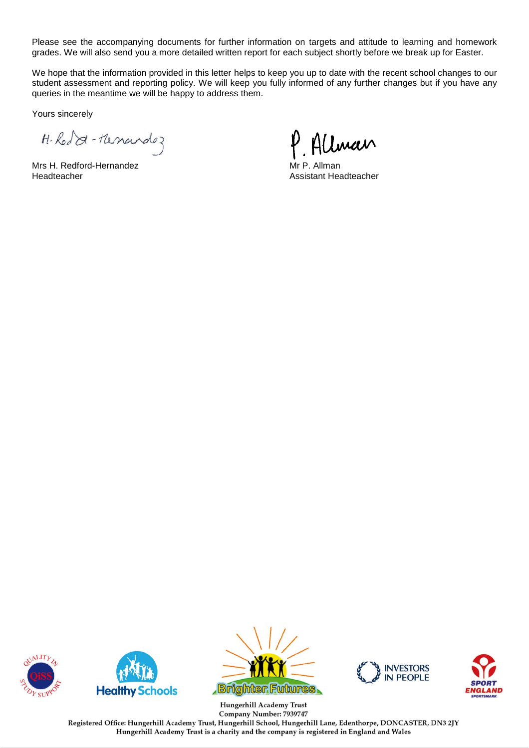Please see the accompanying documents for further information on targets and attitude to learning and homework grades. We will also send you a more detailed written report for each subject shortly before we break up for Easter.

We hope that the information provided in this letter helps to keep you up to date with the recent school changes to our student assessment and reporting policy. We will keep you fully informed of any further changes but if you have any queries in the meantime we will be happy to address them.

Yours sincerely

Mrs H. Redford-Hernandez
Headteacher

Mr P. Allman
Assistant Headteacher

Hungerhill Academy Trust
Company Number: 7939747
Registered Office: Hungerhill Academy Trust, Hungerhill School, Hungerhill Lane, Edenthorpe, DONCASTER, DN3 2JY
Hungerhill Academy Trust is a charity and the company is registered in England and Wales